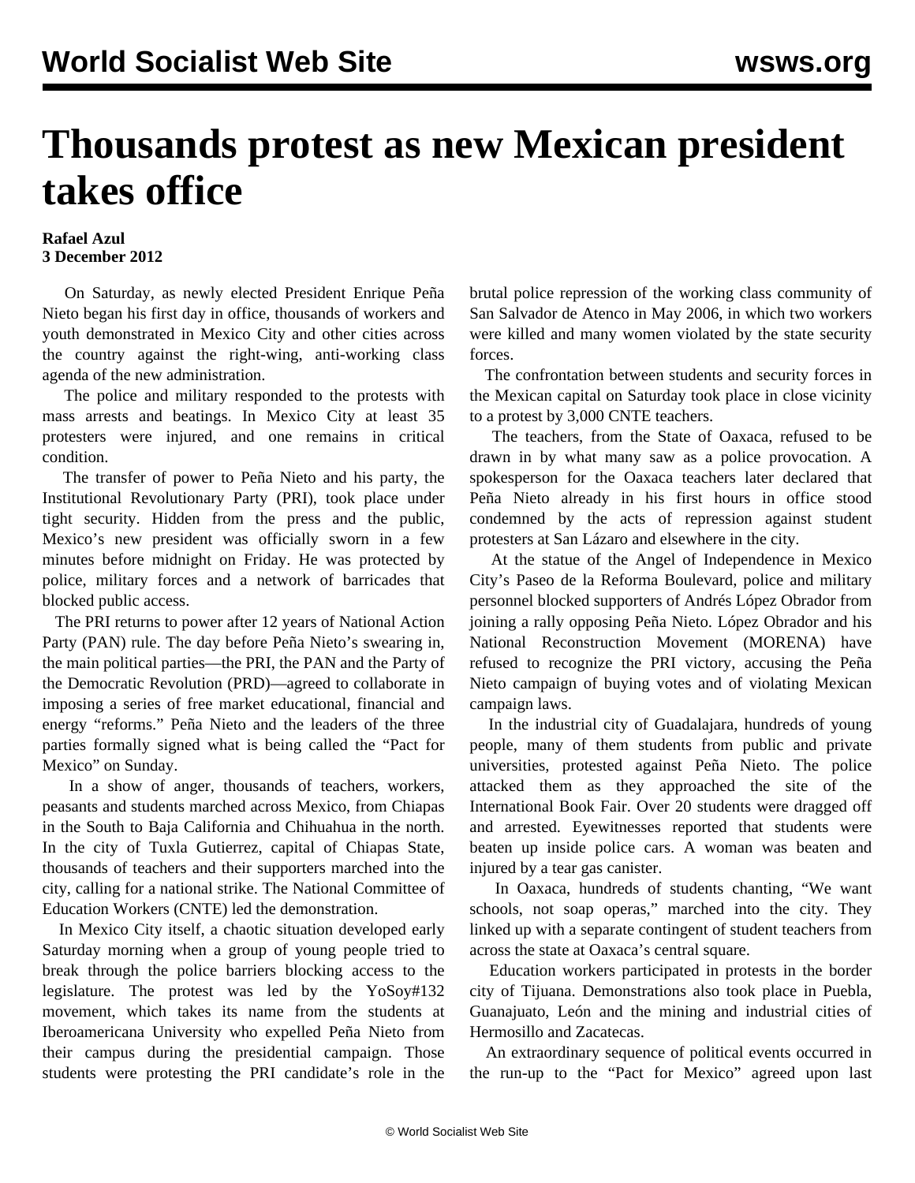# Thousands protest as new Mexican president takes office

**Rafael Azul**
**3 December 2012**

On Saturday, as newly elected President Enrique Peña Nieto began his first day in office, thousands of workers and youth demonstrated in Mexico City and other cities across the country against the right-wing, anti-working class agenda of the new administration.

The police and military responded to the protests with mass arrests and beatings. In Mexico City at least 35 protesters were injured, and one remains in critical condition.

The transfer of power to Peña Nieto and his party, the Institutional Revolutionary Party (PRI), took place under tight security. Hidden from the press and the public, Mexico's new president was officially sworn in a few minutes before midnight on Friday. He was protected by police, military forces and a network of barricades that blocked public access.

The PRI returns to power after 12 years of National Action Party (PAN) rule. The day before Peña Nieto's swearing in, the main political parties—the PRI, the PAN and the Party of the Democratic Revolution (PRD)—agreed to collaborate in imposing a series of free market educational, financial and energy "reforms." Peña Nieto and the leaders of the three parties formally signed what is being called the "Pact for Mexico" on Sunday.

In a show of anger, thousands of teachers, workers, peasants and students marched across Mexico, from Chiapas in the South to Baja California and Chihuahua in the north. In the city of Tuxla Gutierrez, capital of Chiapas State, thousands of teachers and their supporters marched into the city, calling for a national strike. The National Committee of Education Workers (CNTE) led the demonstration.

In Mexico City itself, a chaotic situation developed early Saturday morning when a group of young people tried to break through the police barriers blocking access to the legislature. The protest was led by the YoSoy#132 movement, which takes its name from the students at Iberoamericana University who expelled Peña Nieto from their campus during the presidential campaign. Those students were protesting the PRI candidate's role in the brutal police repression of the working class community of San Salvador de Atenco in May 2006, in which two workers were killed and many women violated by the state security forces.

The confrontation between students and security forces in the Mexican capital on Saturday took place in close vicinity to a protest by 3,000 CNTE teachers.

The teachers, from the State of Oaxaca, refused to be drawn in by what many saw as a police provocation. A spokesperson for the Oaxaca teachers later declared that Peña Nieto already in his first hours in office stood condemned by the acts of repression against student protesters at San Lázaro and elsewhere in the city.

At the statue of the Angel of Independence in Mexico City's Paseo de la Reforma Boulevard, police and military personnel blocked supporters of Andrés López Obrador from joining a rally opposing Peña Nieto. López Obrador and his National Reconstruction Movement (MORENA) have refused to recognize the PRI victory, accusing the Peña Nieto campaign of buying votes and of violating Mexican campaign laws.

In the industrial city of Guadalajara, hundreds of young people, many of them students from public and private universities, protested against Peña Nieto. The police attacked them as they approached the site of the International Book Fair. Over 20 students were dragged off and arrested. Eyewitnesses reported that students were beaten up inside police cars. A woman was beaten and injured by a tear gas canister.

In Oaxaca, hundreds of students chanting, "We want schools, not soap operas," marched into the city. They linked up with a separate contingent of student teachers from across the state at Oaxaca's central square.

Education workers participated in protests in the border city of Tijuana. Demonstrations also took place in Puebla, Guanajuato, León and the mining and industrial cities of Hermosillo and Zacatecas.

An extraordinary sequence of political events occurred in the run-up to the "Pact for Mexico" agreed upon last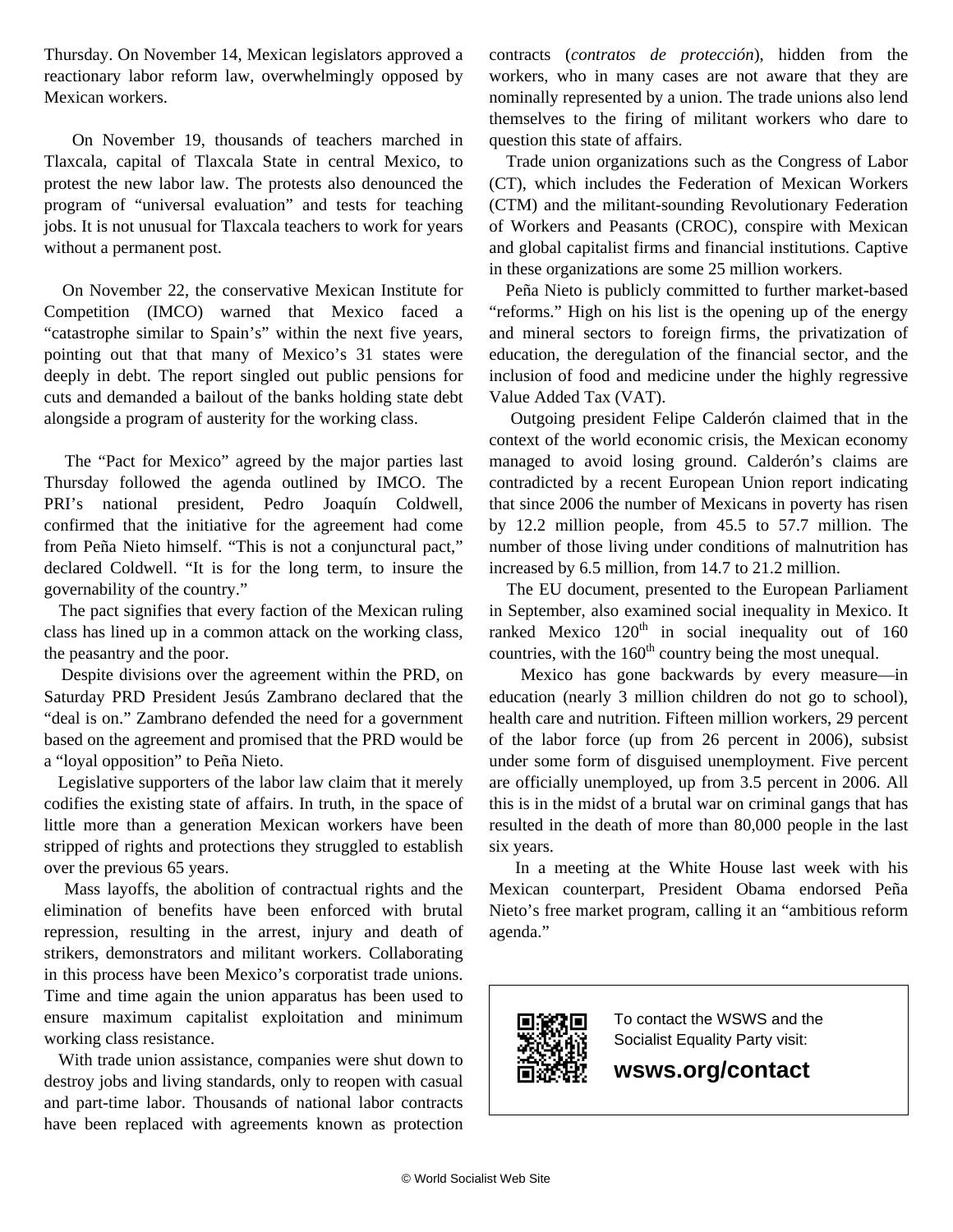Thursday. On November 14, Mexican legislators approved a reactionary labor reform law, overwhelmingly opposed by Mexican workers.

On November 19, thousands of teachers marched in Tlaxcala, capital of Tlaxcala State in central Mexico, to protest the new labor law. The protests also denounced the program of "universal evaluation" and tests for teaching jobs. It is not unusual for Tlaxcala teachers to work for years without a permanent post.

On November 22, the conservative Mexican Institute for Competition (IMCO) warned that Mexico faced a "catastrophe similar to Spain's" within the next five years, pointing out that that many of Mexico's 31 states were deeply in debt. The report singled out public pensions for cuts and demanded a bailout of the banks holding state debt alongside a program of austerity for the working class.

The "Pact for Mexico" agreed by the major parties last Thursday followed the agenda outlined by IMCO. The PRI's national president, Pedro Joaquín Coldwell, confirmed that the initiative for the agreement had come from Peña Nieto himself. "This is not a conjunctural pact," declared Coldwell. "It is for the long term, to insure the governability of the country."

The pact signifies that every faction of the Mexican ruling class has lined up in a common attack on the working class, the peasantry and the poor.

Despite divisions over the agreement within the PRD, on Saturday PRD President Jesús Zambrano declared that the "deal is on." Zambrano defended the need for a government based on the agreement and promised that the PRD would be a "loyal opposition" to Peña Nieto.

Legislative supporters of the labor law claim that it merely codifies the existing state of affairs. In truth, in the space of little more than a generation Mexican workers have been stripped of rights and protections they struggled to establish over the previous 65 years.

Mass layoffs, the abolition of contractual rights and the elimination of benefits have been enforced with brutal repression, resulting in the arrest, injury and death of strikers, demonstrators and militant workers. Collaborating in this process have been Mexico's corporatist trade unions. Time and time again the union apparatus has been used to ensure maximum capitalist exploitation and minimum working class resistance.

With trade union assistance, companies were shut down to destroy jobs and living standards, only to reopen with casual and part-time labor. Thousands of national labor contracts have been replaced with agreements known as protection contracts (*contratos de protección*), hidden from the workers, who in many cases are not aware that they are nominally represented by a union. The trade unions also lend themselves to the firing of militant workers who dare to question this state of affairs.

Trade union organizations such as the Congress of Labor (CT), which includes the Federation of Mexican Workers (CTM) and the militant-sounding Revolutionary Federation of Workers and Peasants (CROC), conspire with Mexican and global capitalist firms and financial institutions. Captive in these organizations are some 25 million workers.

Peña Nieto is publicly committed to further market-based "reforms." High on his list is the opening up of the energy and mineral sectors to foreign firms, the privatization of education, the deregulation of the financial sector, and the inclusion of food and medicine under the highly regressive Value Added Tax (VAT).

Outgoing president Felipe Calderón claimed that in the context of the world economic crisis, the Mexican economy managed to avoid losing ground. Calderón's claims are contradicted by a recent European Union report indicating that since 2006 the number of Mexicans in poverty has risen by 12.2 million people, from 45.5 to 57.7 million. The number of those living under conditions of malnutrition has increased by 6.5 million, from 14.7 to 21.2 million.

The EU document, presented to the European Parliament in September, also examined social inequality in Mexico. It ranked Mexico 120th in social inequality out of 160 countries, with the 160th country being the most unequal.

Mexico has gone backwards by every measure—in education (nearly 3 million children do not go to school), health care and nutrition. Fifteen million workers, 29 percent of the labor force (up from 26 percent in 2006), subsist under some form of disguised unemployment. Five percent are officially unemployed, up from 3.5 percent in 2006. All this is in the midst of a brutal war on criminal gangs that has resulted in the death of more than 80,000 people in the last six years.

In a meeting at the White House last week with his Mexican counterpart, President Obama endorsed Peña Nieto's free market program, calling it an "ambitious reform agenda."

To contact the WSWS and the Socialist Equality Party visit:

**wsws.org/contact**